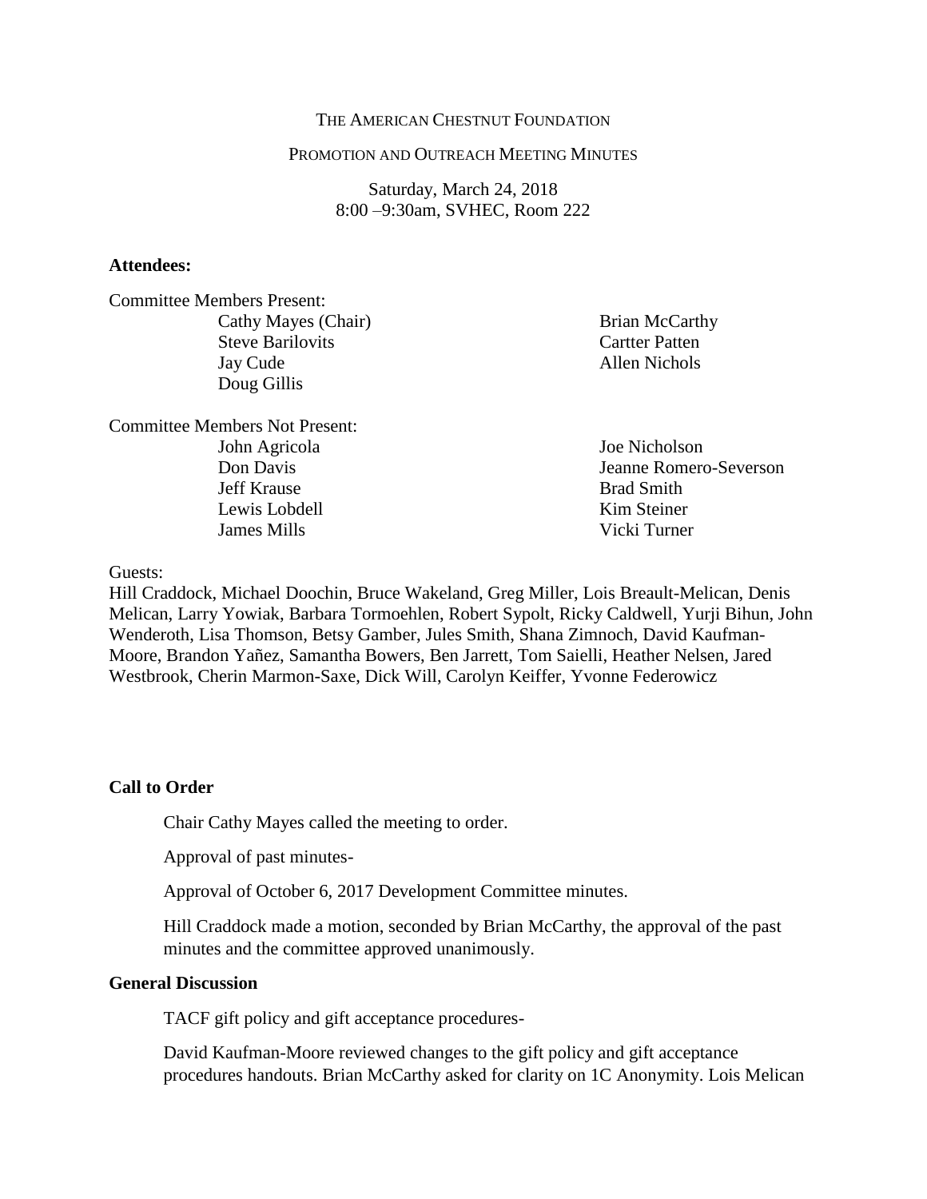THE AMERICAN CHESTNUT FOUNDATION

PROMOTION AND OUTREACH MEETING MINUTES

Saturday, March 24, 2018
8:00 –9:30am, SVHEC, Room 222

**Attendees:**

Committee Members Present:

- Cathy Mayes (Chair)
- Steve Barilovits
- Jay Cude
- Doug Gillis
- Brian McCarthy
- Cartter Patten
- Allen Nichols

Committee Members Not Present:

- John Agricola
- Don Davis
- Jeff Krause
- Lewis Lobdell
- James Mills
- Joe Nicholson
- Jeanne Romero-Severson
- Brad Smith
- Kim Steiner
- Vicki Turner

Guests:

Hill Craddock, Michael Doochin, Bruce Wakeland, Greg Miller, Lois Breault-Melican, Denis Melican, Larry Yowiak, Barbara Tormoehlen, Robert Sypolt, Ricky Caldwell, Yurji Bihun, John Wenderoth, Lisa Thomson, Betsy Gamber, Jules Smith, Shana Zimnoch, David Kaufman-Moore, Brandon Yañez, Samantha Bowers, Ben Jarrett, Tom Saielli, Heather Nelsen, Jared Westbrook, Cherin Marmon-Saxe, Dick Will, Carolyn Keiffer, Yvonne Federowicz

**Call to Order**

Chair Cathy Mayes called the meeting to order.

Approval of past minutes-

Approval of October 6, 2017 Development Committee minutes.

Hill Craddock made a motion, seconded by Brian McCarthy, the approval of the past minutes and the committee approved unanimously.

**General Discussion**

TACF gift policy and gift acceptance procedures-

David Kaufman-Moore reviewed changes to the gift policy and gift acceptance procedures handouts. Brian McCarthy asked for clarity on 1C Anonymity. Lois Melican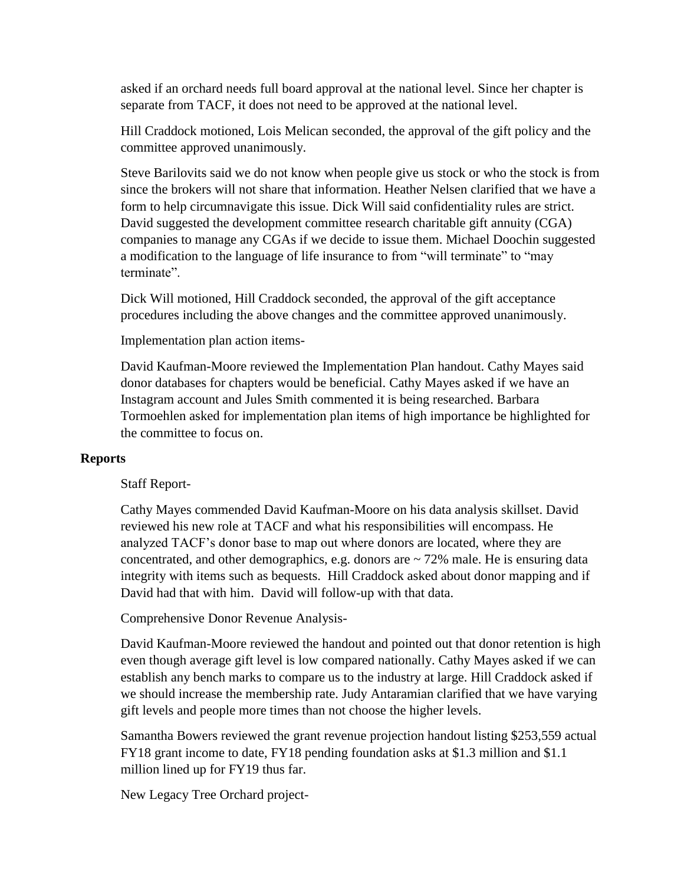asked if an orchard needs full board approval at the national level. Since her chapter is separate from TACF, it does not need to be approved at the national level.

Hill Craddock motioned, Lois Melican seconded, the approval of the gift policy and the committee approved unanimously.

Steve Barilovits said we do not know when people give us stock or who the stock is from since the brokers will not share that information. Heather Nelsen clarified that we have a form to help circumnavigate this issue. Dick Will said confidentiality rules are strict. David suggested the development committee research charitable gift annuity (CGA) companies to manage any CGAs if we decide to issue them. Michael Doochin suggested a modification to the language of life insurance to from "will terminate" to "may terminate".

Dick Will motioned, Hill Craddock seconded, the approval of the gift acceptance procedures including the above changes and the committee approved unanimously.

Implementation plan action items-

David Kaufman-Moore reviewed the Implementation Plan handout. Cathy Mayes said donor databases for chapters would be beneficial. Cathy Mayes asked if we have an Instagram account and Jules Smith commented it is being researched. Barbara Tormoehlen asked for implementation plan items of high importance be highlighted for the committee to focus on.

**Reports**

Staff Report-

Cathy Mayes commended David Kaufman-Moore on his data analysis skillset. David reviewed his new role at TACF and what his responsibilities will encompass. He analyzed TACF's donor base to map out where donors are located, where they are concentrated, and other demographics, e.g. donors are ~ 72% male. He is ensuring data integrity with items such as bequests. Hill Craddock asked about donor mapping and if David had that with him. David will follow-up with that data.

Comprehensive Donor Revenue Analysis-

David Kaufman-Moore reviewed the handout and pointed out that donor retention is high even though average gift level is low compared nationally. Cathy Mayes asked if we can establish any bench marks to compare us to the industry at large. Hill Craddock asked if we should increase the membership rate. Judy Antaramian clarified that we have varying gift levels and people more times than not choose the higher levels.

Samantha Bowers reviewed the grant revenue projection handout listing $253,559 actual FY18 grant income to date, FY18 pending foundation asks at $1.3 million and $1.1 million lined up for FY19 thus far.

New Legacy Tree Orchard project-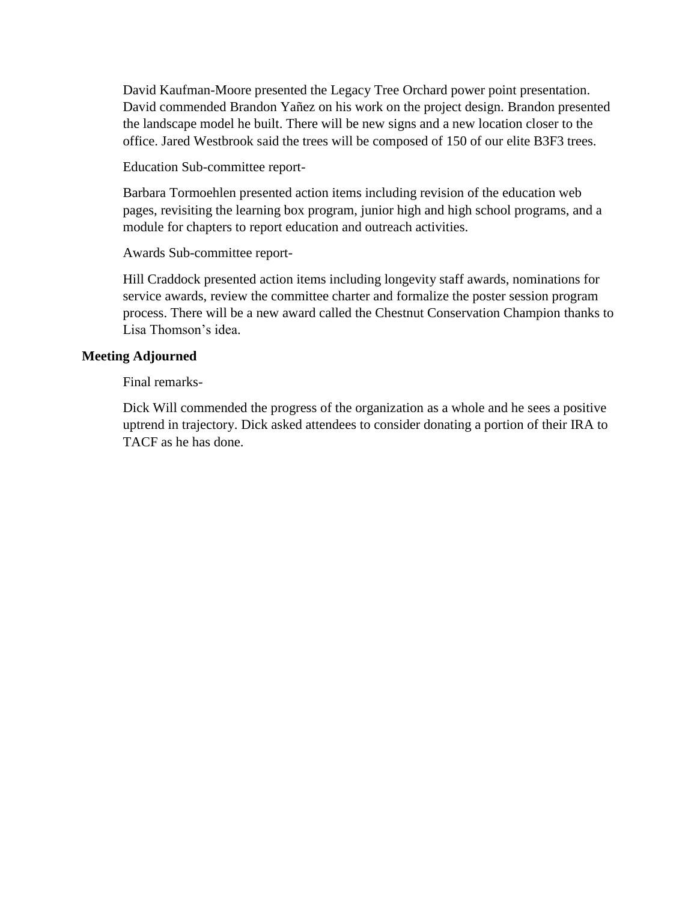David Kaufman-Moore presented the Legacy Tree Orchard power point presentation. David commended Brandon Yañez on his work on the project design. Brandon presented the landscape model he built. There will be new signs and a new location closer to the office. Jared Westbrook said the trees will be composed of 150 of our elite B3F3 trees.

Education Sub-committee report-

Barbara Tormoehlen presented action items including revision of the education web pages, revisiting the learning box program, junior high and high school programs, and a module for chapters to report education and outreach activities.

Awards Sub-committee report-

Hill Craddock presented action items including longevity staff awards, nominations for service awards, review the committee charter and formalize the poster session program process. There will be a new award called the Chestnut Conservation Champion thanks to Lisa Thomson's idea.

**Meeting Adjourned**

Final remarks-

Dick Will commended the progress of the organization as a whole and he sees a positive uptrend in trajectory. Dick asked attendees to consider donating a portion of their IRA to TACF as he has done.